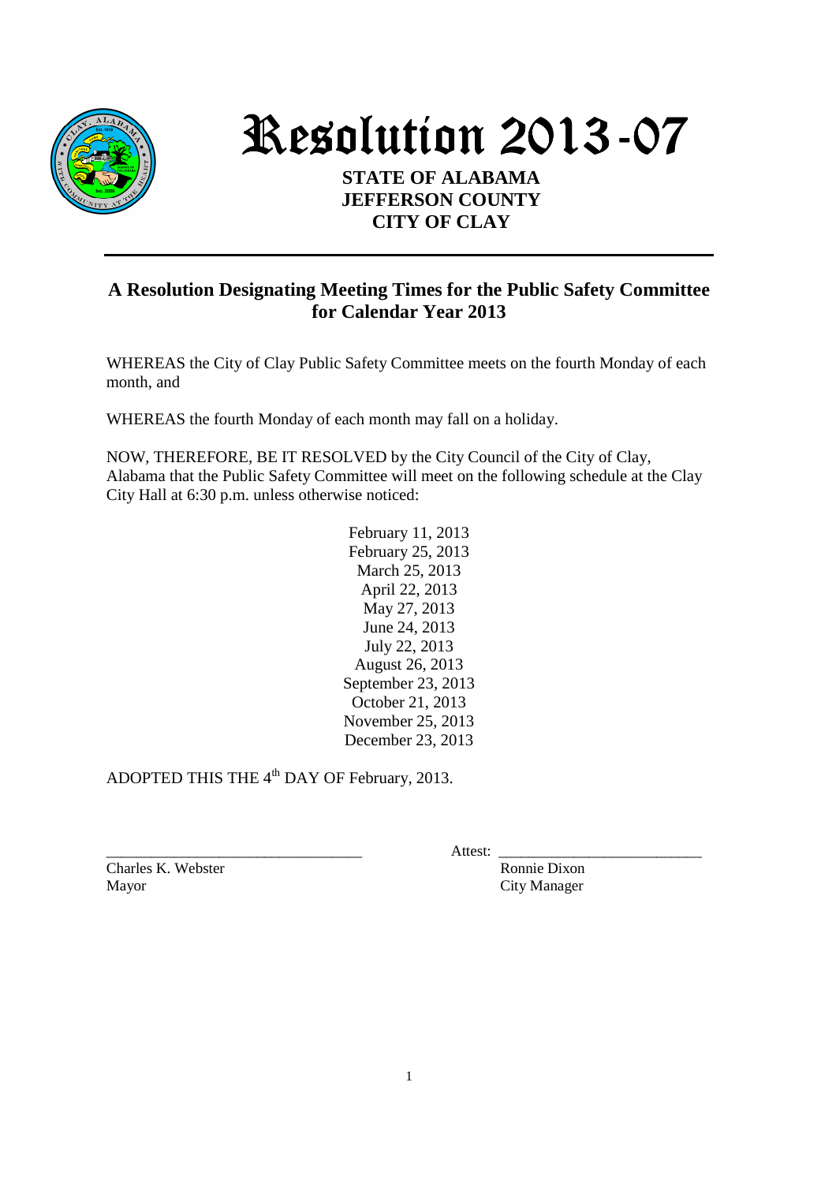# Resolution 2013-07

**STATE OF ALABAMA**
**JEFFERSON COUNTY**
**CITY OF CLAY**

---

## A Resolution Designating Meeting Times for the Public Safety Committee for Calendar Year 2013

WHEREAS the City of Clay Public Safety Committee meets on the fourth Monday of each month, and

WHEREAS the fourth Monday of each month may fall on a holiday.

NOW, THEREFORE, BE IT RESOLVED by the City Council of the City of Clay, Alabama that the Public Safety Committee will meet on the following schedule at the Clay City Hall at 6:30 p.m. unless otherwise noticed:

February 11, 2013
February 25, 2013
March 25, 2013
April 22, 2013
May 27, 2013
June 24, 2013
July 22, 2013
August 26, 2013
September 23, 2013
October 21, 2013
November 25, 2013
December 23, 2013

ADOPTED THIS THE 4th DAY OF February, 2013.

\_\_\_\_\_\_\_\_\_\_\_\_\_\_\_\_\_\_\_\_\_\_\_\_\_\_\_\_\_\_\_\_
Charles K. Webster
Mayor

Attest: \_\_\_\_\_\_\_\_\_\_\_\_\_\_\_\_\_\_\_\_\_\_\_\_\_\_
Ronnie Dixon
City Manager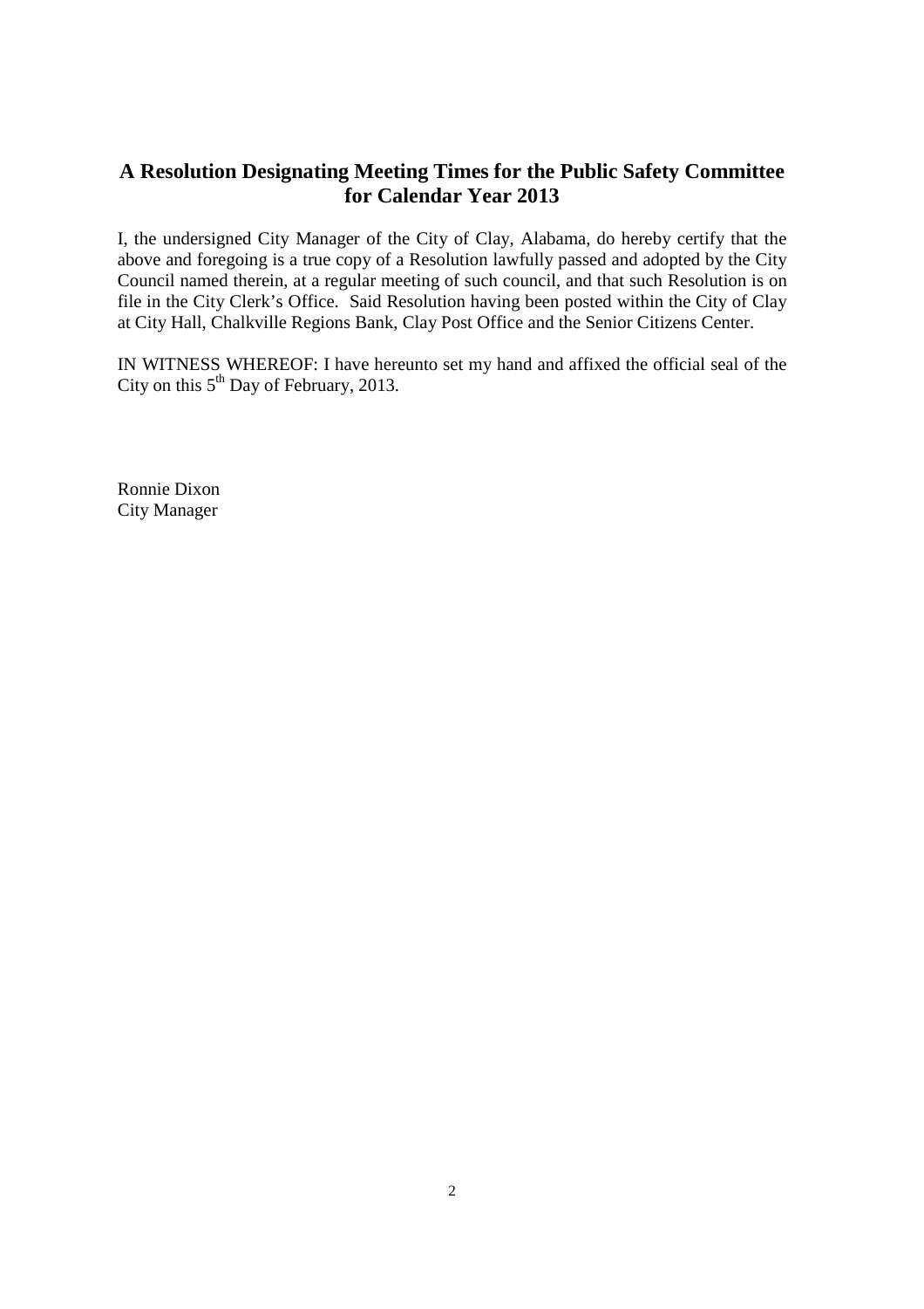## A Resolution Designating Meeting Times for the Public Safety Committee for Calendar Year 2013

I, the undersigned City Manager of the City of Clay, Alabama, do hereby certify that the above and foregoing is a true copy of a Resolution lawfully passed and adopted by the City Council named therein, at a regular meeting of such council, and that such Resolution is on file in the City Clerk's Office. Said Resolution having been posted within the City of Clay at City Hall, Chalkville Regions Bank, Clay Post Office and the Senior Citizens Center.

IN WITNESS WHEREOF: I have hereunto set my hand and affixed the official seal of the City on this 5th Day of February, 2013.

Ronnie Dixon
City Manager